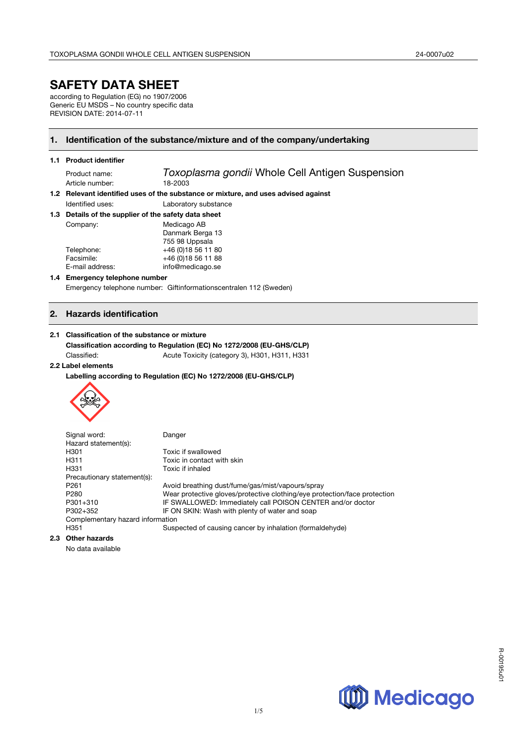# SAFETY DATA SHEET

according to Regulation (EG) no 1907/2006
Generic EU MSDS – No country specific data
REVISION DATE: 2014-07-11

## 1. Identification of the substance/mixture and of the company/undertaking

### 1.1 Product identifier

| | |
|---|---|
| Product name: | *Toxoplasma gondii* Whole Cell Antigen Suspension |
| Article number: | 18-2003 |

### 1.2 Relevant identified uses of the substance or mixture, and uses advised against

| | |
|---|---|
| Identified uses: | Laboratory substance |

### 1.3 Details of the supplier of the safety data sheet

| | |
|---|---|
| Company: | Medicago AB<br>Danmark Berga 13<br>755 98 Uppsala |
| Telephone: | +46 (0)18 56 11 80 |
| Facsimile: | +46 (0)18 56 11 88 |
| E-mail address: | info@medicago.se |

### 1.4 Emergency telephone number

Emergency telephone number: Giftinformationscentralen 112 (Sweden)

## 2. Hazards identification

### 2.1 Classification of the substance or mixture

**Classification according to Regulation (EC) No 1272/2008 (EU-GHS/CLP)**

| | |
|---|---|
| Classified: | Acute Toxicity (category 3), H301, H311, H331 |

### 2.2 Label elements

**Labelling according to Regulation (EC) No 1272/2008 (EU-GHS/CLP)**

| | |
|---|---|
| Signal word: | Danger |
| Hazard statement(s): | |
| H301 | Toxic if swallowed |
| H311 | Toxic in contact with skin |
| H331 | Toxic if inhaled |
| Precautionary statement(s): | |
| P261 | Avoid breathing dust/fume/gas/mist/vapours/spray |
| P280 | Wear protective gloves/protective clothing/eye protection/face protection |
| P301+310 | IF SWALLOWED: Immediately call POISON CENTER and/or doctor |
| P302+352 | IF ON SKIN: Wash with plenty of water and soap |
| Complementary hazard information | |
| H351 | Suspected of causing cancer by inhalation (formaldehyde) |

### 2.3 Other hazards

No data available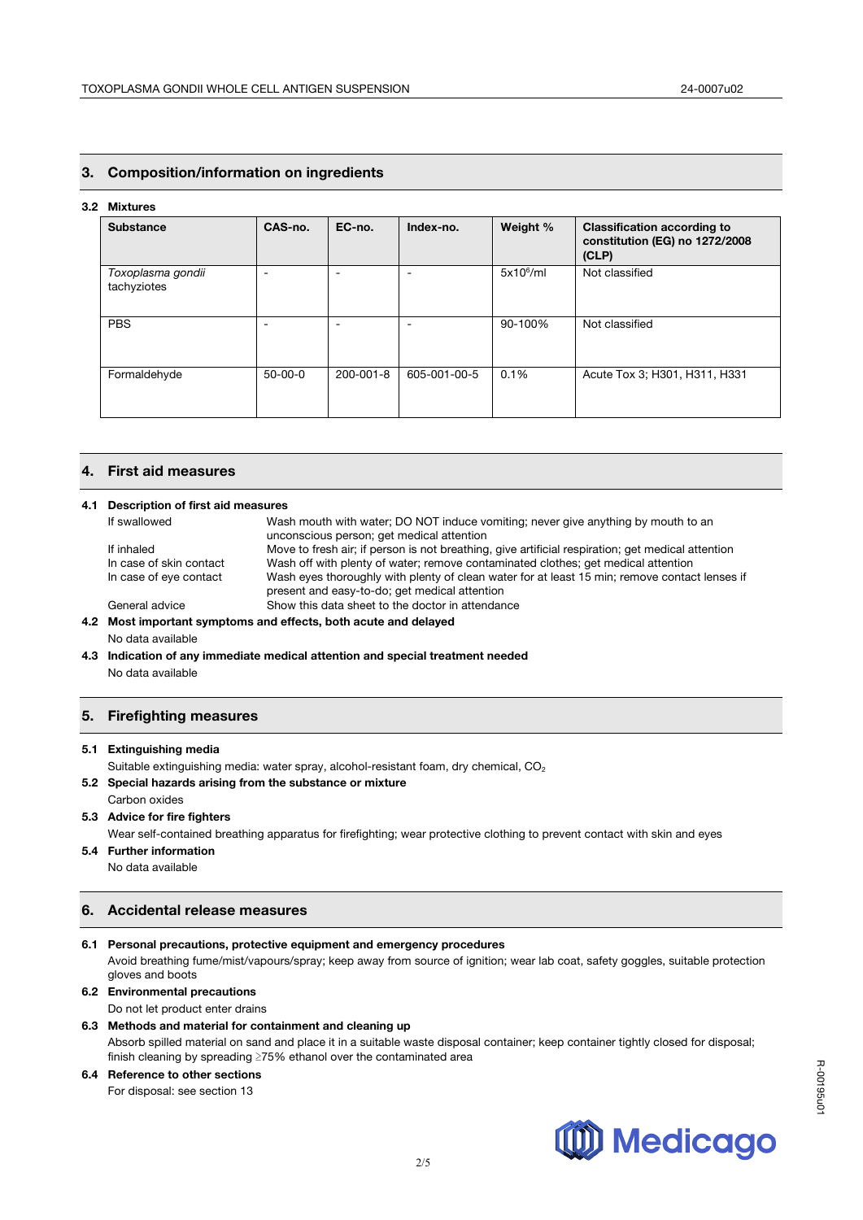## 3. Composition/information on ingredients

### 3.2 Mixtures

| Substance | CAS-no. | EC-no. | Index-no. | Weight % | Classification according to constitution (EG) no 1272/2008 (CLP) |
|---|---|---|---|---|---|
| *Toxoplasma gondii* tachyziotes | - | - | - | $5x10^6$/ml | Not classified |
| PBS | - | - | - | 90-100% | Not classified |
| Formaldehyde | 50-00-0 | 200-001-8 | 605-001-00-5 | 0.1% | Acute Tox 3; H301, H311, H331 |

## 4. First aid measures

### 4.1 Description of first aid measures

| | |
|---|---|
| If swallowed | Wash mouth with water; DO NOT induce vomiting; never give anything by mouth to an unconscious person; get medical attention |
| If inhaled | Move to fresh air; if person is not breathing, give artificial respiration; get medical attention |
| In case of skin contact | Wash off with plenty of water; remove contaminated clothes; get medical attention |
| In case of eye contact | Wash eyes thoroughly with plenty of clean water for at least 15 min; remove contact lenses if present and easy-to-do; get medical attention |
| General advice | Show this data sheet to the doctor in attendance |

### 4.2 Most important symptoms and effects, both acute and delayed

No data available

### 4.3 Indication of any immediate medical attention and special treatment needed

No data available

## 5. Firefighting measures

### 5.1 Extinguishing media

Suitable extinguishing media: water spray, alcohol-resistant foam, dry chemical, $CO_2$

### 5.2 Special hazards arising from the substance or mixture

Carbon oxides

### 5.3 Advice for fire fighters

Wear self-contained breathing apparatus for firefighting; wear protective clothing to prevent contact with skin and eyes

### 5.4 Further information

No data available

## 6. Accidental release measures

### 6.1 Personal precautions, protective equipment and emergency procedures

Avoid breathing fume/mist/vapours/spray; keep away from source of ignition; wear lab coat, safety goggles, suitable protection gloves and boots

### 6.2 Environmental precautions

Do not let product enter drains

### 6.3 Methods and material for containment and cleaning up

Absorb spilled material on sand and place it in a suitable waste disposal container; keep container tightly closed for disposal; finish cleaning by spreading ≥75% ethanol over the contaminated area

### 6.4 Reference to other sections

For disposal: see section 13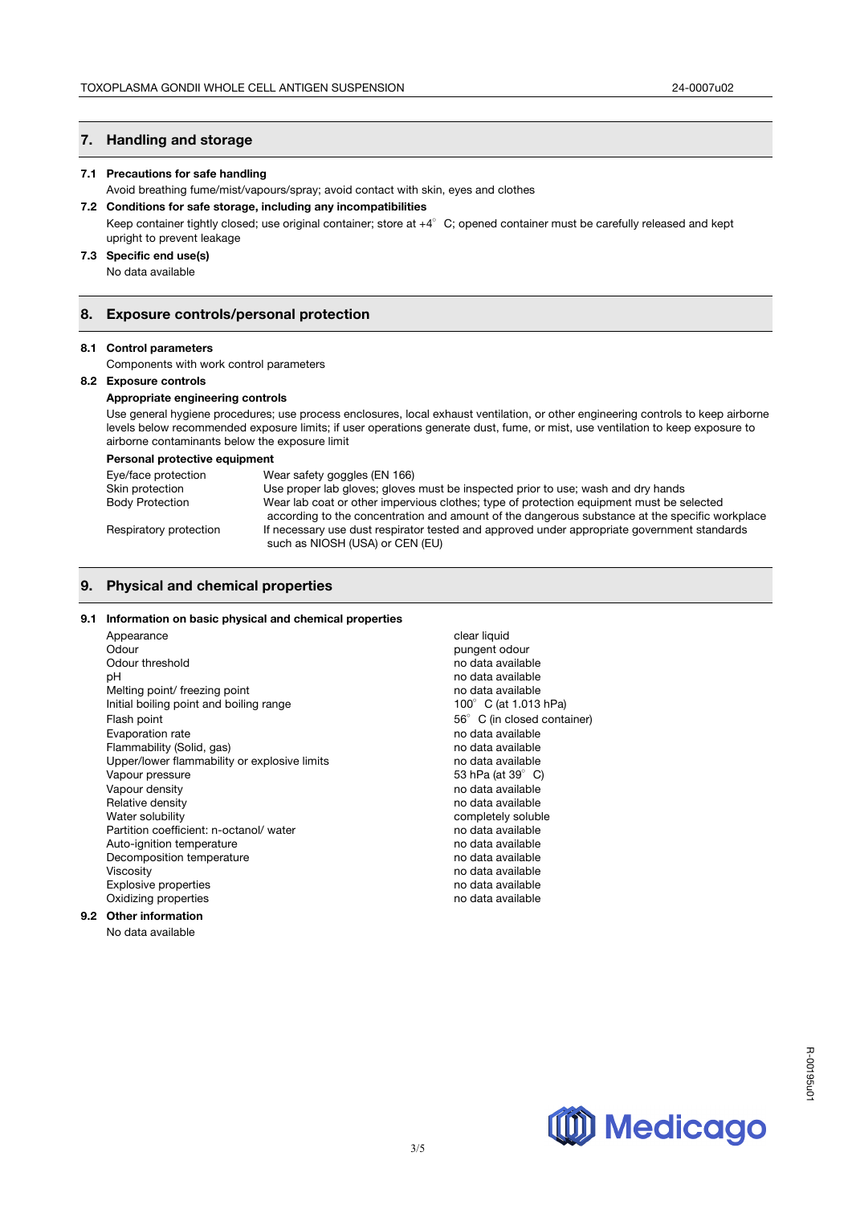## 7. Handling and storage

### 7.1 Precautions for safe handling

Avoid breathing fume/mist/vapours/spray; avoid contact with skin, eyes and clothes

### 7.2 Conditions for safe storage, including any incompatibilities

Keep container tightly closed; use original container; store at +4° C; opened container must be carefully released and kept upright to prevent leakage

### 7.3 Specific end use(s)

No data available

## 8. Exposure controls/personal protection

### 8.1 Control parameters

Components with work control parameters

### 8.2 Exposure controls

**Appropriate engineering controls**

Use general hygiene procedures; use process enclosures, local exhaust ventilation, or other engineering controls to keep airborne levels below recommended exposure limits; if user operations generate dust, fume, or mist, use ventilation to keep exposure to airborne contaminants below the exposure limit

**Personal protective equipment**

| | |
|---|---|
| Eye/face protection | Wear safety goggles (EN 166) |
| Skin protection | Use proper lab gloves; gloves must be inspected prior to use; wash and dry hands |
| Body Protection | Wear lab coat or other impervious clothes; type of protection equipment must be selected according to the concentration and amount of the dangerous substance at the specific workplace |
| Respiratory protection | If necessary use dust respirator tested and approved under appropriate government standards such as NIOSH (USA) or CEN (EU) |

## 9. Physical and chemical properties

### 9.1 Information on basic physical and chemical properties

| | |
|---|---|
| Appearance | clear liquid |
| Odour | pungent odour |
| Odour threshold | no data available |
| pH | no data available |
| Melting point/ freezing point | no data available |
| Initial boiling point and boiling range | 100° C (at 1.013 hPa) |
| Flash point | 56° C (in closed container) |
| Evaporation rate | no data available |
| Flammability (Solid, gas) | no data available |
| Upper/lower flammability or explosive limits | no data available |
| Vapour pressure | 53 hPa (at 39° C) |
| Vapour density | no data available |
| Relative density | no data available |
| Water solubility | completely soluble |
| Partition coefficient: n-octanol/ water | no data available |
| Auto-ignition temperature | no data available |
| Decomposition temperature | no data available |
| Viscosity | no data available |
| Explosive properties | no data available |
| Oxidizing properties | no data available |

### 9.2 Other information

No data available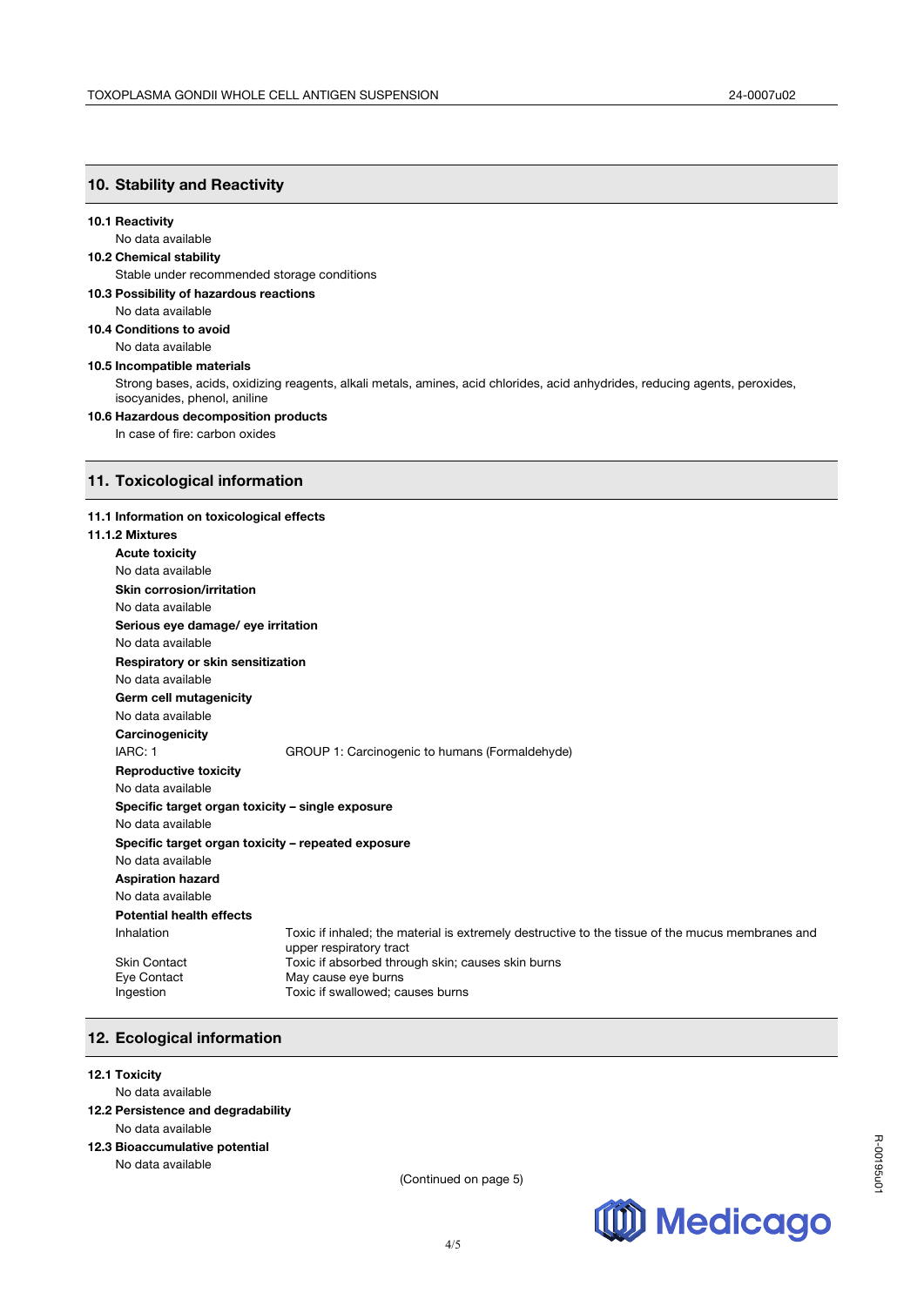## 10. Stability and Reactivity

**10.1 Reactivity**

No data available

**10.2 Chemical stability**

Stable under recommended storage conditions

**10.3 Possibility of hazardous reactions**

No data available

**10.4 Conditions to avoid**

No data available

**10.5 Incompatible materials**

Strong bases, acids, oxidizing reagents, alkali metals, amines, acid chlorides, acid anhydrides, reducing agents, peroxides, isocyanides, phenol, aniline

**10.6 Hazardous decomposition products**

In case of fire: carbon oxides

## 11. Toxicological information

**11.1 Information on toxicological effects**

**11.1.2 Mixtures**

**Acute toxicity**

No data available

**Skin corrosion/irritation**

No data available

**Serious eye damage/ eye irritation**

No data available

**Respiratory or skin sensitization**

No data available

**Germ cell mutagenicity**

No data available

**Carcinogenicity**

IARC: 1 — GROUP 1: Carcinogenic to humans (Formaldehyde)

**Reproductive toxicity**

No data available

**Specific target organ toxicity – single exposure**

No data available

**Specific target organ toxicity – repeated exposure**

No data available

**Aspiration hazard**

No data available

**Potential health effects**

| | |
|---|---|
| Inhalation | Toxic if inhaled; the material is extremely destructive to the tissue of the mucus membranes and upper respiratory tract |
| Skin Contact | Toxic if absorbed through skin; causes skin burns |
| Eye Contact | May cause eye burns |
| Ingestion | Toxic if swallowed; causes burns |

## 12. Ecological information

**12.1 Toxicity**

No data available

**12.2 Persistence and degradability**

No data available

**12.3 Bioaccumulative potential**

No data available

(Continued on page 5)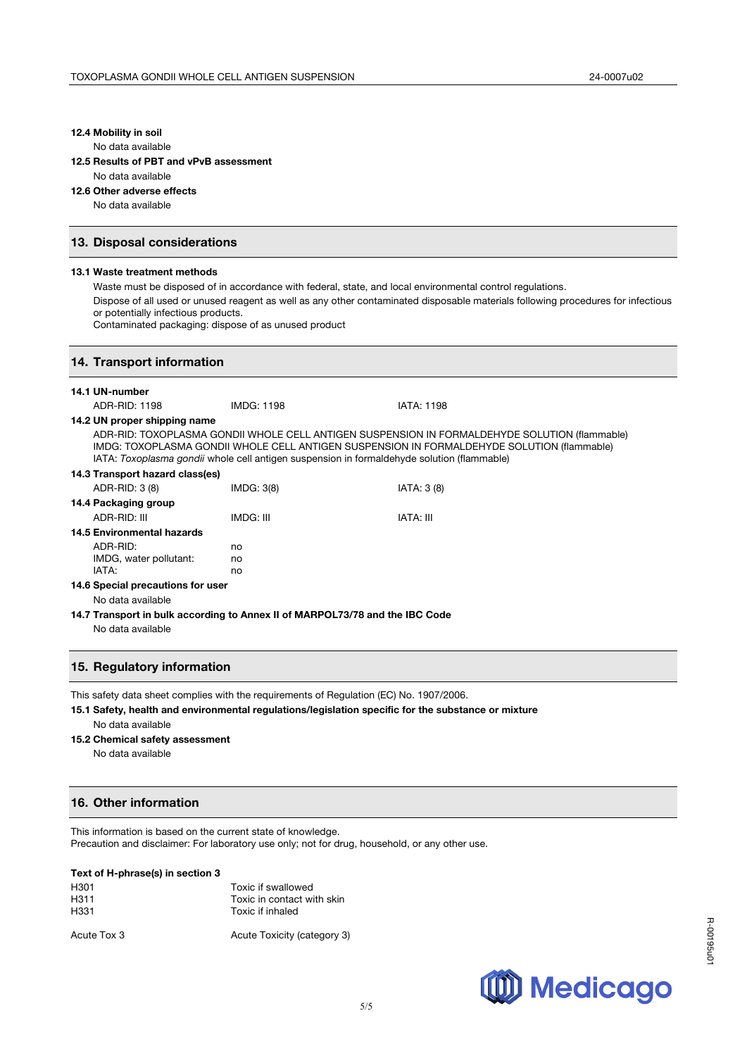**12.4 Mobility in soil**

No data available

**12.5 Results of PBT and vPvB assessment**

No data available

**12.6 Other adverse effects**

No data available

## 13. Disposal considerations

**13.1 Waste treatment methods**

Waste must be disposed of in accordance with federal, state, and local environmental control regulations.

Dispose of all used or unused reagent as well as any other contaminated disposable materials following procedures for infectious or potentially infectious products.

Contaminated packaging: dispose of as unused product

## 14. Transport information

**14.1 UN-number**

| | | |
|---|---|---|
| ADR-RID: 1198 | IMDG: 1198 | IATA: 1198 |

**14.2 UN proper shipping name**

ADR-RID: TOXOPLASMA GONDII WHOLE CELL ANTIGEN SUSPENSION IN FORMALDEHYDE SOLUTION (flammable)
IMDG: TOXOPLASMA GONDII WHOLE CELL ANTIGEN SUSPENSION IN FORMALDEHYDE SOLUTION (flammable)
IATA: *Toxoplasma gondii* whole cell antigen suspension in formaldehyde solution (flammable)

**14.3 Transport hazard class(es)**

| | | |
|---|---|---|
| ADR-RID: 3 (8) | IMDG: 3(8) | IATA: 3 (8) |

**14.4 Packaging group**

| | | |
|---|---|---|
| ADR-RID: III | IMDG: III | IATA: III |

**14.5 Environmental hazards**

| | |
|---|---|
| ADR-RID: | no |
| IMDG, water pollutant: | no |
| IATA: | no |

**14.6 Special precautions for user**

No data available

**14.7 Transport in bulk according to Annex II of MARPOL73/78 and the IBC Code**

No data available

## 15. Regulatory information

This safety data sheet complies with the requirements of Regulation (EC) No. 1907/2006.

**15.1 Safety, health and environmental regulations/legislation specific for the substance or mixture**

No data available

**15.2 Chemical safety assessment**

No data available

## 16. Other information

This information is based on the current state of knowledge.
Precaution and disclaimer: For laboratory use only; not for drug, household, or any other use.

**Text of H-phrase(s) in section 3**

| | |
|---|---|
| H301 | Toxic if swallowed |
| H311 | Toxic in contact with skin |
| H331 | Toxic if inhaled |
| Acute Tox 3 | Acute Toxicity (category 3) |

R-00195u01

Medicago